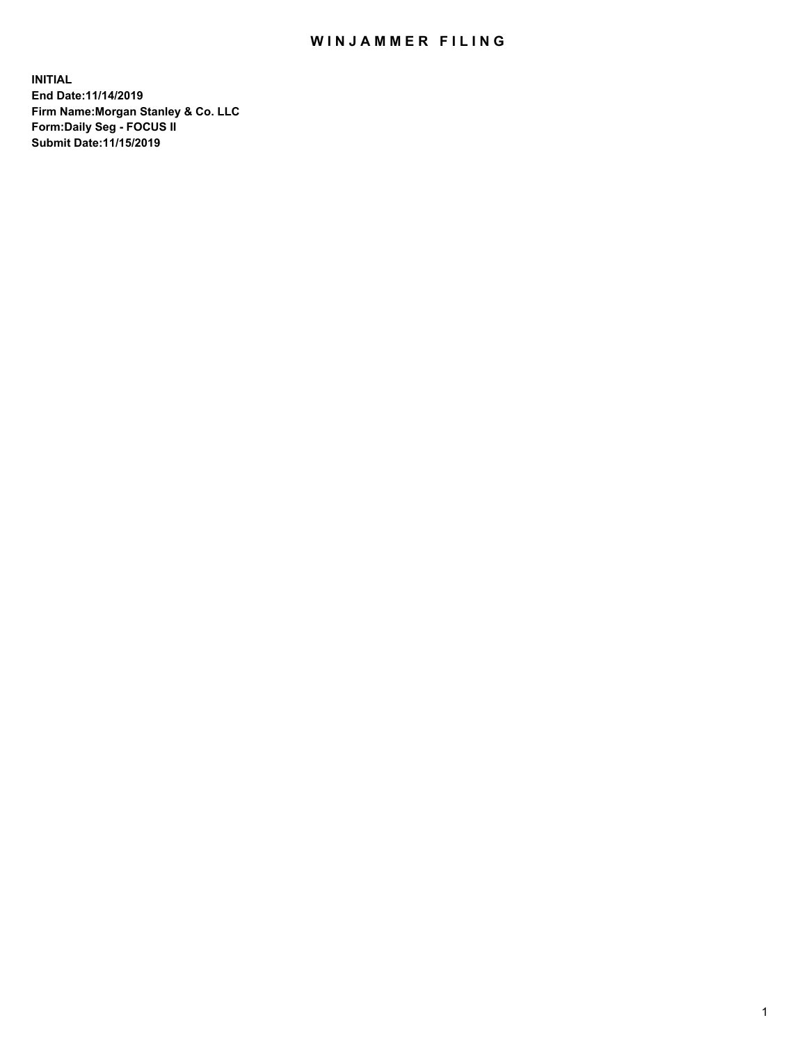# WINJAMMER FILING

**INITIAL**
**End Date:11/14/2019**
**Firm Name:Morgan Stanley & Co. LLC**
**Form:Daily Seg - FOCUS II**
**Submit Date:11/15/2019**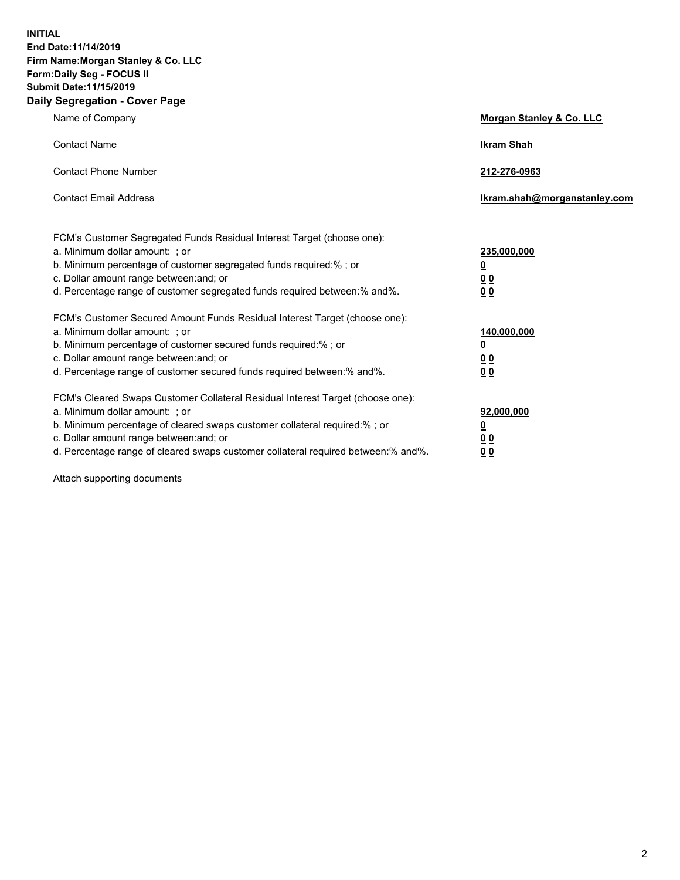**INITIAL**
**End Date:11/14/2019**
**Firm Name:Morgan Stanley & Co. LLC**
**Form:Daily Seg - FOCUS II**
**Submit Date:11/15/2019**

## Daily Segregation - Cover Page

| | |
|---|---|
| Name of Company | **Morgan Stanley & Co. LLC** |
| Contact Name | **Ikram Shah** |
| Contact Phone Number | **212-276-0963** |
| Contact Email Address | **Ikram.shah@morganstanley.com** |

| | |
|---|---|
| FCM's Customer Segregated Funds Residual Interest Target (choose one): | |
| a. Minimum dollar amount: ; or | **235,000,000** |
| b. Minimum percentage of customer segregated funds required:% ; or | **0** |
| c. Dollar amount range between:and; or | **0 0** |
| d. Percentage range of customer segregated funds required between:% and%. | **0 0** |
| FCM's Customer Secured Amount Funds Residual Interest Target (choose one): | |
| a. Minimum dollar amount: ; or | **140,000,000** |
| b. Minimum percentage of customer secured funds required:% ; or | **0** |
| c. Dollar amount range between:and; or | **0 0** |
| d. Percentage range of customer secured funds required between:% and%. | **0 0** |
| FCM's Cleared Swaps Customer Collateral Residual Interest Target (choose one): | |
| a. Minimum dollar amount: ; or | **92,000,000** |
| b. Minimum percentage of cleared swaps customer collateral required:% ; or | **0** |
| c. Dollar amount range between:and; or | **0 0** |
| d. Percentage range of cleared swaps customer collateral required between:% and%. | **0 0** |

Attach supporting documents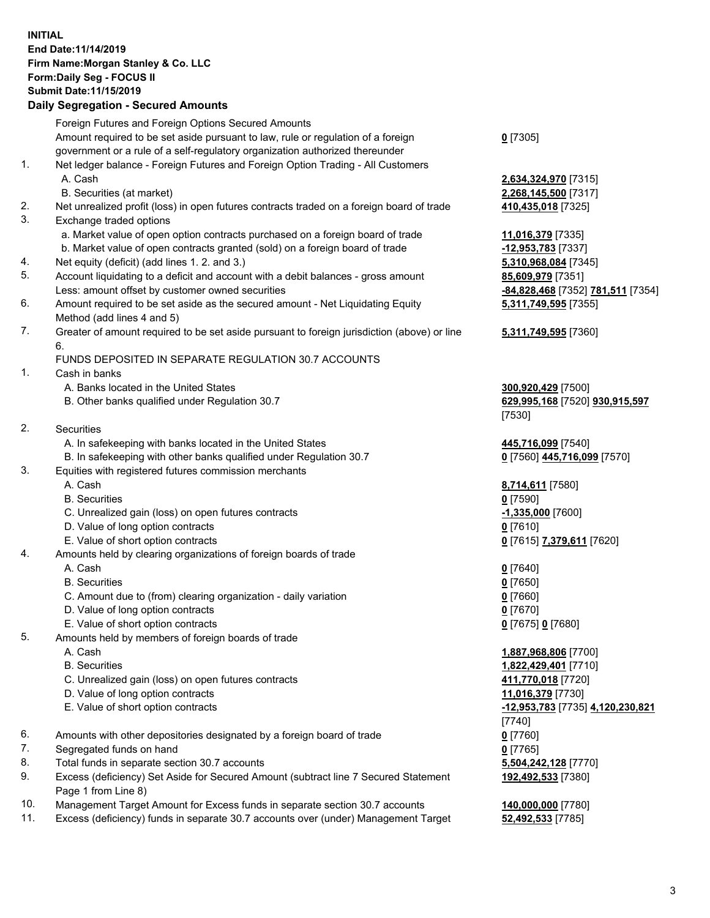**INITIAL**
**End Date:11/14/2019**
**Firm Name:Morgan Stanley & Co. LLC**
**Form:Daily Seg - FOCUS II**
**Submit Date:11/15/2019**

### Daily Segregation - Secured Amounts

| | | |
|---|---|---|
| | Foreign Futures and Foreign Options Secured Amounts | |
| | Amount required to be set aside pursuant to law, rule or regulation of a foreign government or a rule of a self-regulatory organization authorized thereunder | **0** [7305] |
| 1. | Net ledger balance - Foreign Futures and Foreign Option Trading - All Customers | |
| | A. Cash | **2,634,324,970** [7315] |
| | B. Securities (at market) | **2,268,145,500** [7317] |
| 2. | Net unrealized profit (loss) in open futures contracts traded on a foreign board of trade | **410,435,018** [7325] |
| 3. | Exchange traded options | |
| | a. Market value of open option contracts purchased on a foreign board of trade | **11,016,379** [7335] |
| | b. Market value of open contracts granted (sold) on a foreign board of trade | **-12,953,783** [7337] |
| 4. | Net equity (deficit) (add lines 1. 2. and 3.) | **5,310,968,084** [7345] |
| 5. | Account liquidating to a deficit and account with a debit balances - gross amount | **85,609,979** [7351] |
| | Less: amount offset by customer owned securities | **-84,828,468** [7352] **781,511** [7354] |
| 6. | Amount required to be set aside as the secured amount - Net Liquidating Equity Method (add lines 4 and 5) | **5,311,749,595** [7355] |
| 7. | Greater of amount required to be set aside pursuant to foreign jurisdiction (above) or line 6. | **5,311,749,595** [7360] |
| | FUNDS DEPOSITED IN SEPARATE REGULATION 30.7 ACCOUNTS | |
| 1. | Cash in banks | |
| | A. Banks located in the United States | **300,920,429** [7500] |
| | B. Other banks qualified under Regulation 30.7 | **629,995,168** [7520] **930,915,597** [7530] |
| 2. | Securities | |
| | A. In safekeeping with banks located in the United States | **445,716,099** [7540] |
| | B. In safekeeping with other banks qualified under Regulation 30.7 | **0** [7560] **445,716,099** [7570] |
| 3. | Equities with registered futures commission merchants | |
| | A. Cash | **8,714,611** [7580] |
| | B. Securities | **0** [7590] |
| | C. Unrealized gain (loss) on open futures contracts | **-1,335,000** [7600] |
| | D. Value of long option contracts | **0** [7610] |
| | E. Value of short option contracts | **0** [7615] **7,379,611** [7620] |
| 4. | Amounts held by clearing organizations of foreign boards of trade | |
| | A. Cash | **0** [7640] |
| | B. Securities | **0** [7650] |
| | C. Amount due to (from) clearing organization - daily variation | **0** [7660] |
| | D. Value of long option contracts | **0** [7670] |
| | E. Value of short option contracts | **0** [7675] **0** [7680] |
| 5. | Amounts held by members of foreign boards of trade | |
| | A. Cash | **1,887,968,806** [7700] |
| | B. Securities | **1,822,429,401** [7710] |
| | C. Unrealized gain (loss) on open futures contracts | **411,770,018** [7720] |
| | D. Value of long option contracts | **11,016,379** [7730] |
| | E. Value of short option contracts | **-12,953,783** [7735] **4,120,230,821** [7740] |
| 6. | Amounts with other depositories designated by a foreign board of trade | **0** [7760] |
| 7. | Segregated funds on hand | **0** [7765] |
| 8. | Total funds in separate section 30.7 accounts | **5,504,242,128** [7770] |
| 9. | Excess (deficiency) Set Aside for Secured Amount (subtract line 7 Secured Statement Page 1 from Line 8) | **192,492,533** [7380] |
| 10. | Management Target Amount for Excess funds in separate section 30.7 accounts | **140,000,000** [7780] |
| 11. | Excess (deficiency) funds in separate 30.7 accounts over (under) Management Target | **52,492,533** [7785] |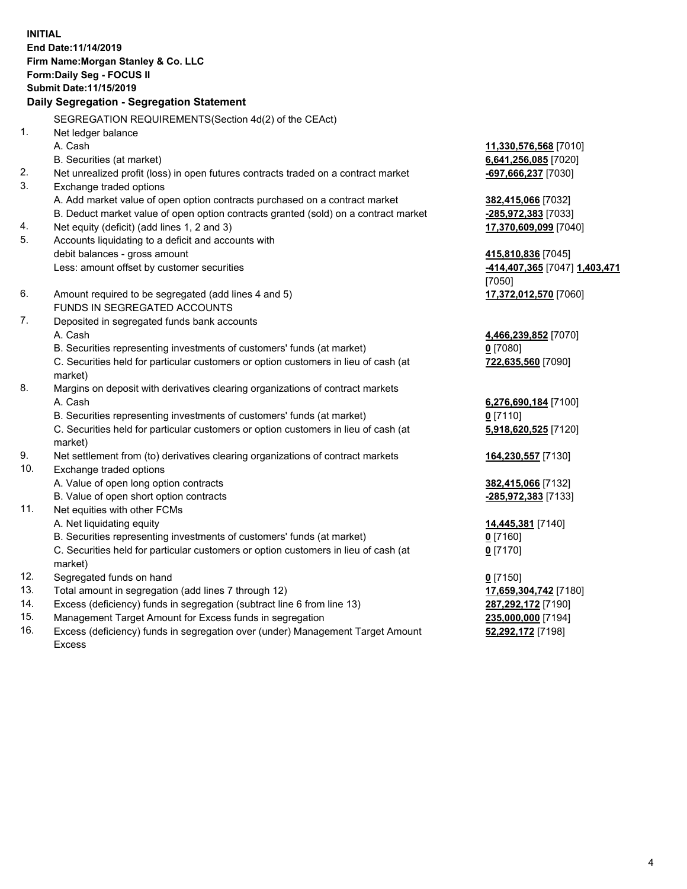**INITIAL**
**End Date:11/14/2019**
**Firm Name:Morgan Stanley & Co. LLC**
**Form:Daily Seg - FOCUS II**
**Submit Date:11/15/2019**

## Daily Segregation - Segregation Statement

SEGREGATION REQUIREMENTS(Section 4d(2) of the CEAct)

| | | |
|---|---|---|
| 1. | Net ledger balance | |
| | A. Cash | **11,330,576,568** [7010] |
| | B. Securities (at market) | **6,641,256,085** [7020] |
| 2. | Net unrealized profit (loss) in open futures contracts traded on a contract market | **-697,666,237** [7030] |
| 3. | Exchange traded options | |
| | A. Add market value of open option contracts purchased on a contract market | **382,415,066** [7032] |
| | B. Deduct market value of open option contracts granted (sold) on a contract market | **-285,972,383** [7033] |
| 4. | Net equity (deficit) (add lines 1, 2 and 3) | **17,370,609,099** [7040] |
| 5. | Accounts liquidating to a deficit and accounts with debit balances - gross amount | **415,810,836** [7045] |
| | Less: amount offset by customer securities | **-414,407,365** [7047] **1,403,471** [7050] |
| 6. | Amount required to be segregated (add lines 4 and 5) | **17,372,012,570** [7060] |
| | FUNDS IN SEGREGATED ACCOUNTS | |
| 7. | Deposited in segregated funds bank accounts | |
| | A. Cash | **4,466,239,852** [7070] |
| | B. Securities representing investments of customers' funds (at market) | **0** [7080] |
| | C. Securities held for particular customers or option customers in lieu of cash (at market) | **722,635,560** [7090] |
| 8. | Margins on deposit with derivatives clearing organizations of contract markets | |
| | A. Cash | **6,276,690,184** [7100] |
| | B. Securities representing investments of customers' funds (at market) | **0** [7110] |
| | C. Securities held for particular customers or option customers in lieu of cash (at market) | **5,918,620,525** [7120] |
| 9. | Net settlement from (to) derivatives clearing organizations of contract markets | **164,230,557** [7130] |
| 10. | Exchange traded options | |
| | A. Value of open long option contracts | **382,415,066** [7132] |
| | B. Value of open short option contracts | **-285,972,383** [7133] |
| 11. | Net equities with other FCMs | |
| | A. Net liquidating equity | **14,445,381** [7140] |
| | B. Securities representing investments of customers' funds (at market) | **0** [7160] |
| | C. Securities held for particular customers or option customers in lieu of cash (at market) | **0** [7170] |
| 12. | Segregated funds on hand | **0** [7150] |
| 13. | Total amount in segregation (add lines 7 through 12) | **17,659,304,742** [7180] |
| 14. | Excess (deficiency) funds in segregation (subtract line 6 from line 13) | **287,292,172** [7190] |
| 15. | Management Target Amount for Excess funds in segregation | **235,000,000** [7194] |
| 16. | Excess (deficiency) funds in segregation over (under) Management Target Amount Excess | **52,292,172** [7198] |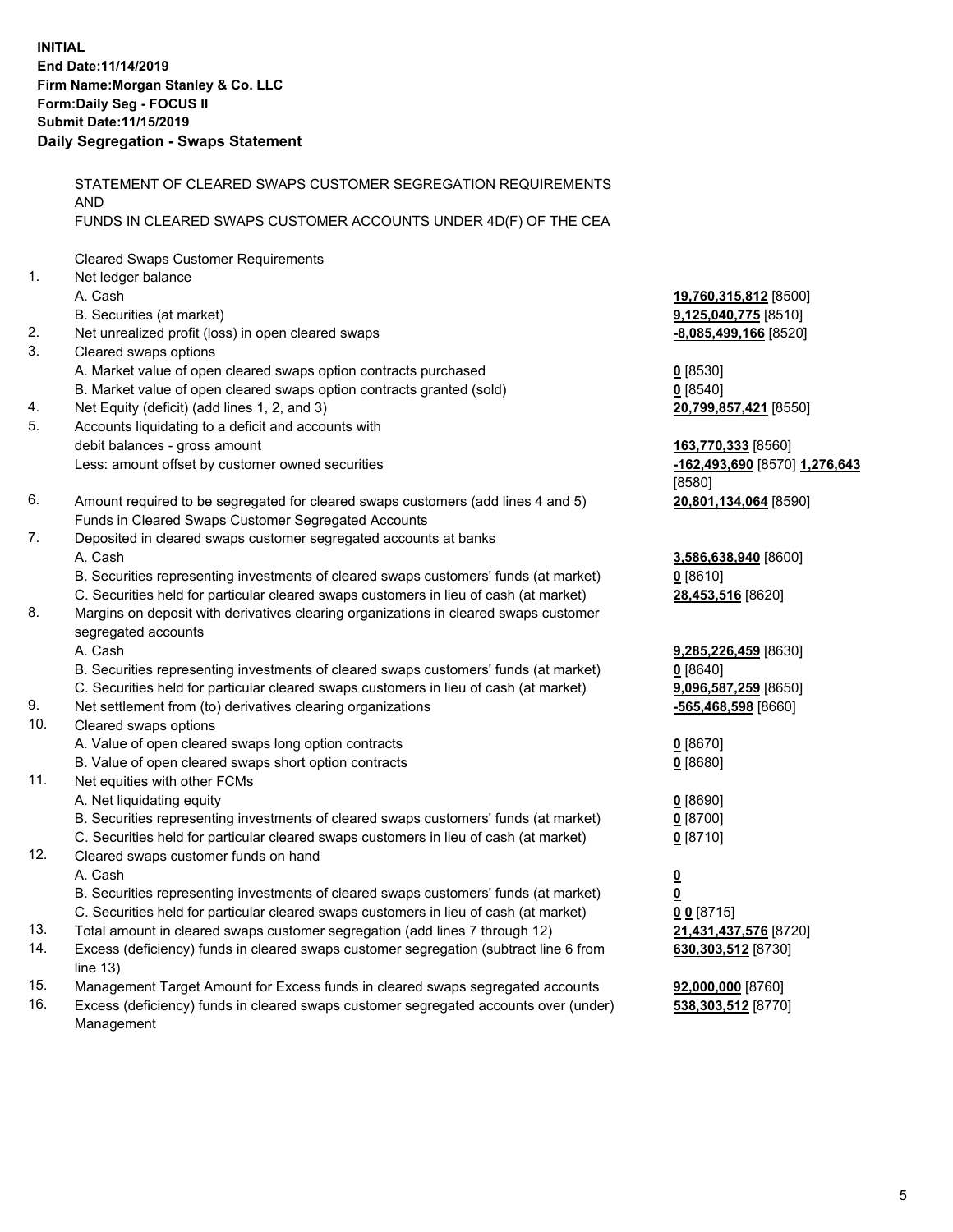**INITIAL**
**End Date:11/14/2019**
**Firm Name:Morgan Stanley & Co. LLC**
**Form:Daily Seg - FOCUS II**
**Submit Date:11/15/2019**
**Daily Segregation - Swaps Statement**

STATEMENT OF CLEARED SWAPS CUSTOMER SEGREGATION REQUIREMENTS AND FUNDS IN CLEARED SWAPS CUSTOMER ACCOUNTS UNDER 4D(F) OF THE CEA

| | | |
|---|---|---|
| | Cleared Swaps Customer Requirements | |
| 1. | Net ledger balance | |
| | A. Cash | **19,760,315,812** [8500] |
| | B. Securities (at market) | **9,125,040,775** [8510] |
| 2. | Net unrealized profit (loss) in open cleared swaps | **-8,085,499,166** [8520] |
| 3. | Cleared swaps options | |
| | A. Market value of open cleared swaps option contracts purchased | **0** [8530] |
| | B. Market value of open cleared swaps option contracts granted (sold) | **0** [8540] |
| 4. | Net Equity (deficit) (add lines 1, 2, and 3) | **20,799,857,421** [8550] |
| 5. | Accounts liquidating to a deficit and accounts with debit balances - gross amount | **163,770,333** [8560] |
| | Less: amount offset by customer owned securities | **-162,493,690** [8570] **1,276,643** [8580] |
| 6. | Amount required to be segregated for cleared swaps customers (add lines 4 and 5) | **20,801,134,064** [8590] |
| | Funds in Cleared Swaps Customer Segregated Accounts | |
| 7. | Deposited in cleared swaps customer segregated accounts at banks | |
| | A. Cash | **3,586,638,940** [8600] |
| | B. Securities representing investments of cleared swaps customers' funds (at market) | **0** [8610] |
| | C. Securities held for particular cleared swaps customers in lieu of cash (at market) | **28,453,516** [8620] |
| 8. | Margins on deposit with derivatives clearing organizations in cleared swaps customer segregated accounts | |
| | A. Cash | **9,285,226,459** [8630] |
| | B. Securities representing investments of cleared swaps customers' funds (at market) | **0** [8640] |
| | C. Securities held for particular cleared swaps customers in lieu of cash (at market) | **9,096,587,259** [8650] |
| 9. | Net settlement from (to) derivatives clearing organizations | **-565,468,598** [8660] |
| 10. | Cleared swaps options | |
| | A. Value of open cleared swaps long option contracts | **0** [8670] |
| | B. Value of open cleared swaps short option contracts | **0** [8680] |
| 11. | Net equities with other FCMs | |
| | A. Net liquidating equity | **0** [8690] |
| | B. Securities representing investments of cleared swaps customers' funds (at market) | **0** [8700] |
| | C. Securities held for particular cleared swaps customers in lieu of cash (at market) | **0** [8710] |
| 12. | Cleared swaps customer funds on hand | |
| | A. Cash | **0** |
| | B. Securities representing investments of cleared swaps customers' funds (at market) | **0** |
| | C. Securities held for particular cleared swaps customers in lieu of cash (at market) | **0** **0** [8715] |
| 13. | Total amount in cleared swaps customer segregation (add lines 7 through 12) | **21,431,437,576** [8720] |
| 14. | Excess (deficiency) funds in cleared swaps customer segregation (subtract line 6 from line 13) | **630,303,512** [8730] |
| 15. | Management Target Amount for Excess funds in cleared swaps segregated accounts | **92,000,000** [8760] |
| 16. | Excess (deficiency) funds in cleared swaps customer segregated accounts over (under) Management | **538,303,512** [8770] |